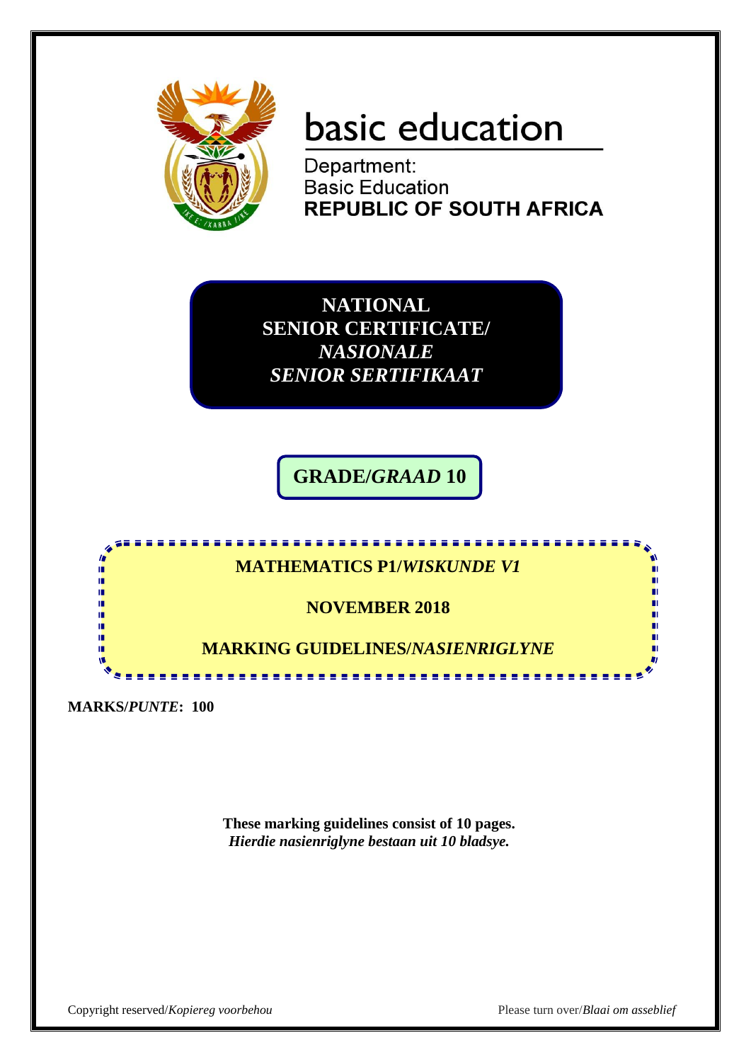basic education

Department:
Basic Education
**REPUBLIC OF SOUTH AFRICA**

# NATIONAL SENIOR CERTIFICATE/ *NASIONALE SENIOR SERTIFIKAAT*

## GRADE/*GRAAD* 10

**MATHEMATICS P1/*WISKUNDE V1***

**NOVEMBER 2018**

**MARKING GUIDELINES/*NASIENRIGLYNE***

**MARKS/*PUNTE*: 100**

**These marking guidelines consist of 10 pages.**
***Hierdie nasienriglyne bestaan uit 10 bladsye.***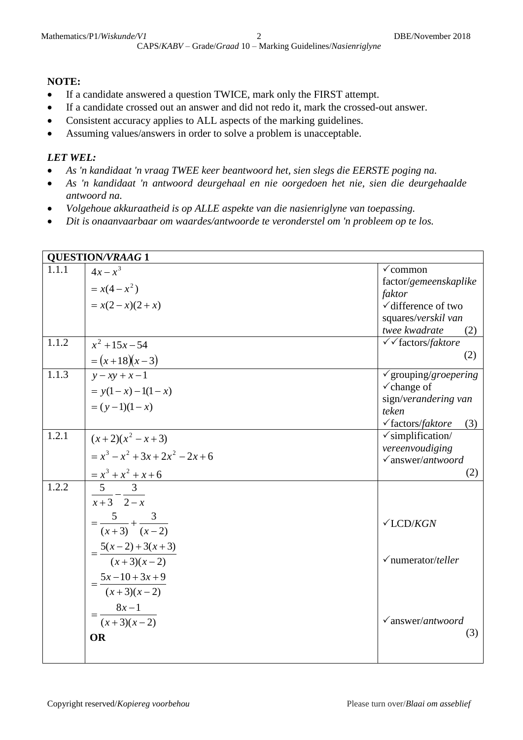**NOTE:**

- If a candidate answered a question TWICE, mark only the FIRST attempt.
- If a candidate crossed out an answer and did not redo it, mark the crossed-out answer.
- Consistent accuracy applies to ALL aspects of the marking guidelines.
- Assuming values/answers in order to solve a problem is unacceptable.

***LET WEL:***

- *As 'n kandidaat 'n vraag TWEE keer beantwoord het, sien slegs die EERSTE poging na.*
- *As 'n kandidaat 'n antwoord deurgehaal en nie oorgedoen het nie, sien die deurgehaalde antwoord na.*
- *Volgehoue akkuraatheid is op ALLE aspekte van die nasienriglyne van toepassing.*
- *Dit is onaanvaarbaar om waardes/antwoorde te veronderstel om 'n probleem op te los.*

| **QUESTION/*VRAAG* 1** | | |
|---|---|---|
| 1.1.1 | $4x - x^3$<br>$= x(4 - x^2)$<br>$= x(2 - x)(2 + x)$ | ✓common factor/*gemeenskaplike faktor*<br>✓difference of two squares/*verskil van twee kwadrate* (2) |
| 1.1.2 | $x^2 + 15x - 54$<br>$= (x + 18)(x - 3)$ | ✓✓factors/*faktore* (2) |
| 1.1.3 | $y - xy + x - 1$<br>$= y(1 - x) - 1(1 - x)$<br>$= (y - 1)(1 - x)$ | ✓grouping/*groepering*<br>✓change of sign/*verandering van teken*<br>✓factors/*faktore* (3) |
| 1.2.1 | $(x + 2)(x^2 - x + 3)$<br>$= x^3 - x^2 + 3x + 2x^2 - 2x + 6$<br>$= x^3 + x^2 + x + 6$ | ✓simplification/ *vereenvoudiging*<br>✓answer/*antwoord* (2) |
| 1.2.2 | $\frac{5}{x+3} - \frac{3}{2-x}$<br>$= \frac{5}{(x+3)} + \frac{3}{(x-2)}$<br>$= \frac{5(x-2) + 3(x+3)}{(x+3)(x-2)}$<br>$= \frac{5x - 10 + 3x + 9}{(x+3)(x-2)}$<br>$= \frac{8x - 1}{(x+3)(x-2)}$<br>**OR** | ✓LCD/*KGN*<br>✓numerator/*teller*<br>✓answer/*antwoord* (3) |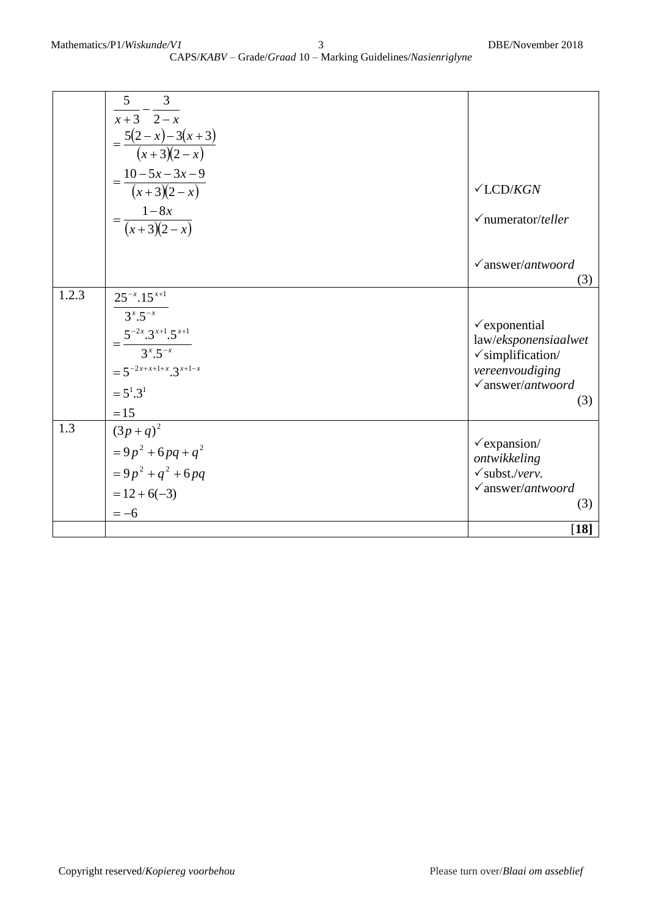| | | |
|---|---|---|
| | $\frac{5}{x+3} - \frac{3}{2-x}$ <br> $= \frac{5(2-x)-3(x+3)}{(x+3)(2-x)}$ <br> $= \frac{10-5x-3x-9}{(x+3)(2-x)}$ <br> $= \frac{1-8x}{(x+3)(2-x)}$ | ✓LCD/*KGN* <br> ✓numerator/*teller* <br> ✓answer/*antwoord* <br> (3) |
| 1.2.3 | $\frac{25^{-x}.15^{x+1}}{3^x.5^{-x}}$ <br> $= \frac{5^{-2x}.3^{x+1}.5^{x+1}}{3^x.5^{-x}}$ <br> $= 5^{-2x+x+1+x}.3^{x+1-x}$ <br> $= 5^1.3^1$ <br> $= 15$ | ✓exponential law/*eksponensiaalwet* <br> ✓simplification/ *vereenvoudiging* <br> ✓answer/*antwoord* <br> (3) |
| 1.3 | $(3p+q)^2$ <br> $= 9p^2 + 6pq + q^2$ <br> $= 9p^2 + q^2 + 6pq$ <br> $= 12 + 6(-3)$ <br> $= -6$ | ✓expansion/ *ontwikkeling* <br> ✓subst./*verv.* <br> ✓answer/*antwoord* <br> (3) |
| | | **[18]** |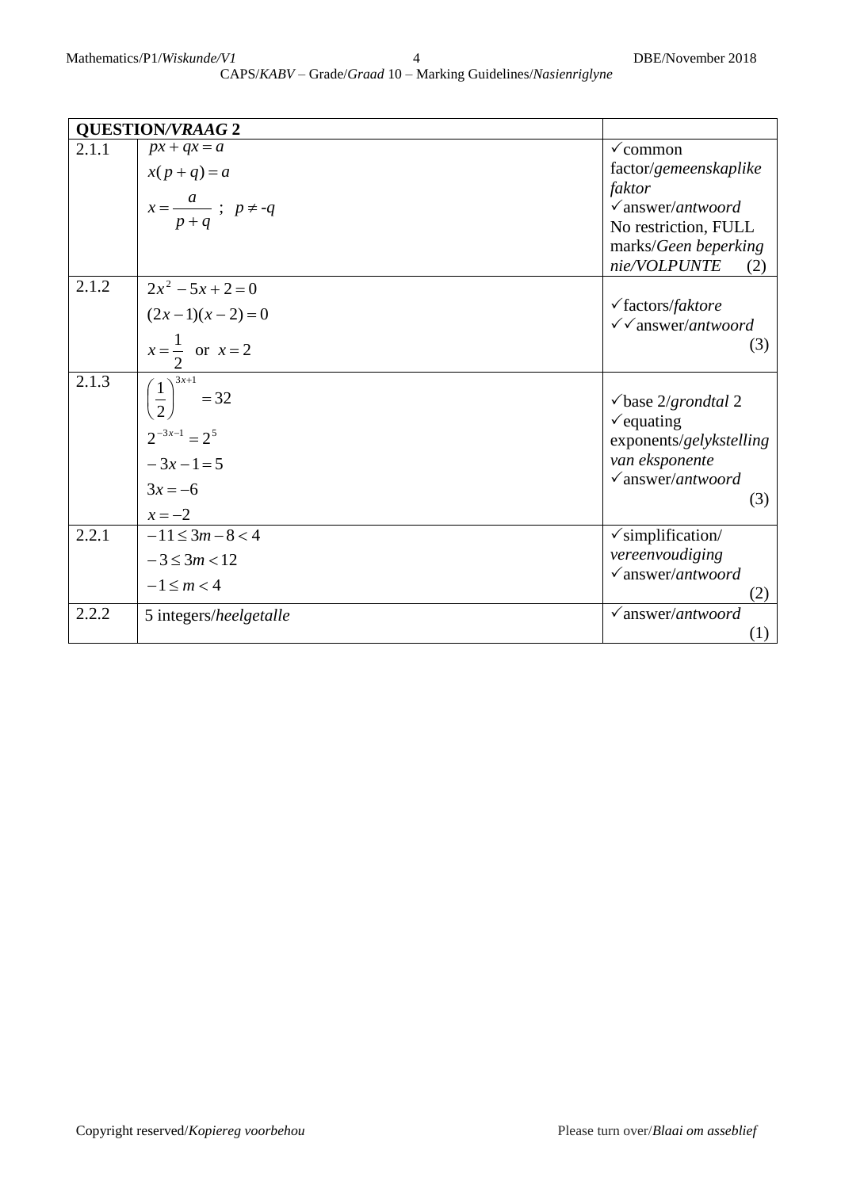| **QUESTION/*VRAAG* 2** | | |
|---|---|---|
| 2.1.1 | $px + qx = a$<br>$x(p+q) = a$<br>$x = \dfrac{a}{p+q}$ ; $p \neq -q$ | ✓common factor/*gemeenskaplike faktor*<br>✓answer/*antwoord*<br>No restriction, FULL marks/*Geen beperking nie/VOLPUNTE* (2) |
| 2.1.2 | $2x^2 - 5x + 2 = 0$<br>$(2x-1)(x-2) = 0$<br>$x = \dfrac{1}{2}$ or $x = 2$ | ✓factors/*faktore*<br>✓✓answer/*antwoord* (3) |
| 2.1.3 | $\left(\dfrac{1}{2}\right)^{3x+1} = 32$<br>$2^{-3x-1} = 2^5$<br>$-3x - 1 = 5$<br>$3x = -6$<br>$x = -2$ | ✓base 2/*grondtal* 2<br>✓equating exponents/*gelykstelling van eksponente*<br>✓answer/*antwoord* (3) |
| 2.2.1 | $-11 \leq 3m - 8 < 4$<br>$-3 \leq 3m < 12$<br>$-1 \leq m < 4$ | ✓simplification/*vereenvoudiging*<br>✓answer/*antwoord* (2) |
| 2.2.2 | 5 integers/*heelgetalle* | ✓answer/*antwoord* (1) |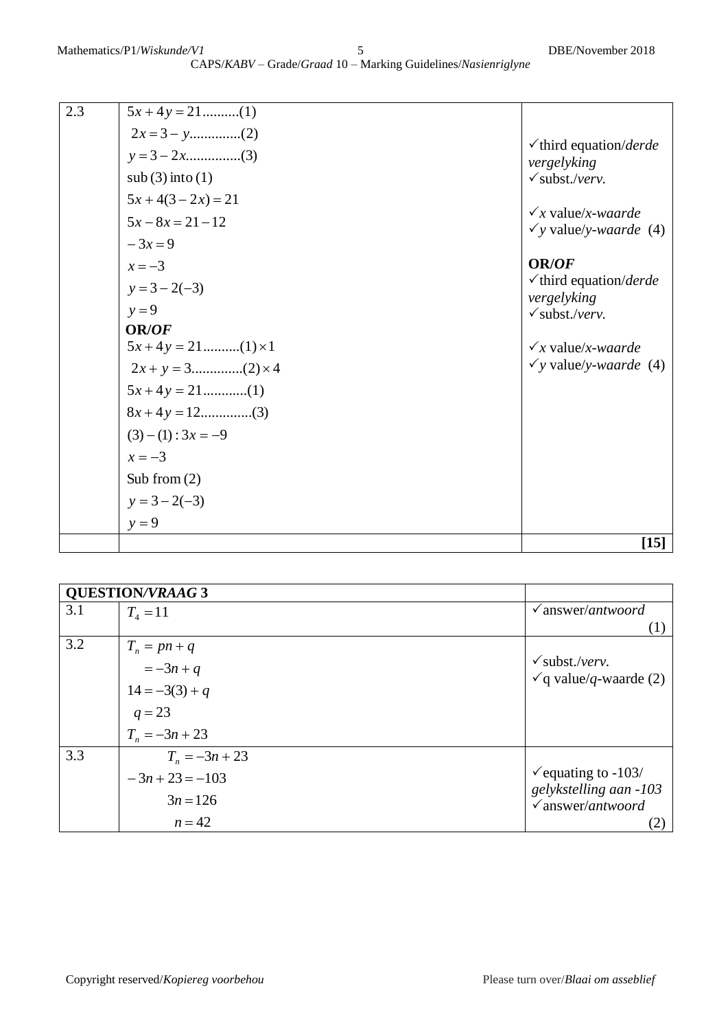| 2.3 | $5x+4y=21..........(1)$<br>$2x=3-y..............(2)$<br>$y=3-2x...............(3)$<br>sub (3) into (1)<br>$5x+4(3-2x)=21$<br>$5x-8x=21-12$<br>$-3x=9$<br>$x=-3$<br>$y=3-2(-3)$<br>$y=9$<br>**OR/*OF***<br>$5x+4y=21..........(1)\times 1$<br>$2x+y=3.............(2)\times 4$<br>$5x+4y=21............(1)$<br>$8x+4y=12.............(3)$<br>$(3)-(1):3x=-9$<br>$x=-3$<br>Sub from (2)<br>$y=3-2(-3)$<br>$y=9$ | ✓third equation/*derde vergelyking*<br>✓subst./*verv.*<br>✓$x$ value/*x-waarde*<br>✓$y$ value/*y-waarde* (4)<br><br>**OR/*OF***<br>✓third equation/*derde vergelyking*<br>✓subst./*verv.*<br>✓$x$ value/*x-waarde*<br>✓$y$ value/*y-waarde* (4) |
|---|---|---|
| | | **[15]** |

| QUESTION/*VRAAG* 3 | | |
|---|---|---|
| 3.1 | $T_4=11$ | ✓answer/*antwoord* (1) |
| 3.2 | $T_n=pn+q$<br>$=-3n+q$<br>$14=-3(3)+q$<br>$q=23$<br>$T_n=-3n+23$ | ✓subst./*verv.*<br>✓q value/*q*-waarde (2) |
| 3.3 | $T_n=-3n+23$<br>$-3n+23=-103$<br>$3n=126$<br>$n=42$ | ✓equating to -103/ *gelykstelling aan -103*<br>✓answer/*antwoord* (2) |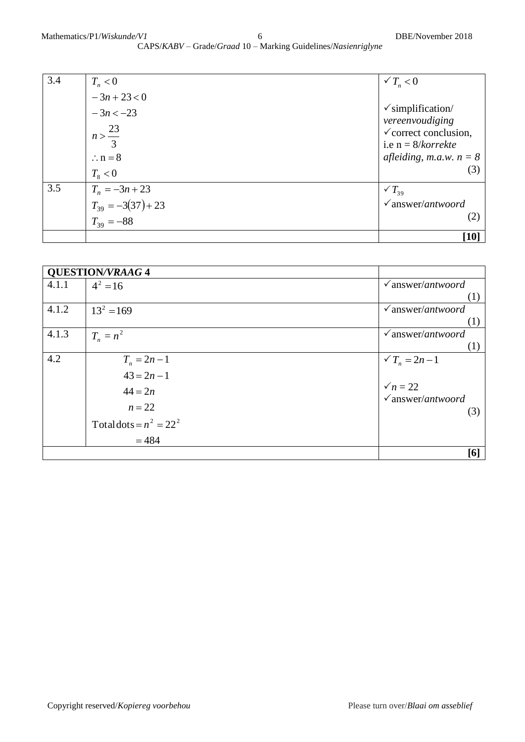| 3.4 | $T_n < 0$<br>$-3n + 23 < 0$<br>$-3n < -23$<br>$n > \frac{23}{3}$<br>$\therefore \text{n} = 8$<br>$T_8 < 0$ | ✓ $T_n < 0$<br><br>✓simplification/ *vereenvoudiging*<br>✓correct conclusion, i.e n = 8/*korrekte afleiding, m.a.w. n = 8*<br>(3) |
|---|---|---|
| 3.5 | $T_n = -3n + 23$<br>$T_{39} = -3(37) + 23$<br>$T_{39} = -88$ | ✓ $T_{39}$<br>✓answer/*antwoord*<br>(2) |
| | | **[10]** |

| **QUESTION/*VRAAG* 4** | | |
|---|---|---|
| 4.1.1 | $4^2 = 16$ | ✓answer/*antwoord*<br>(1) |
| 4.1.2 | $13^2 = 169$ | ✓answer/*antwoord*<br>(1) |
| 4.1.3 | $T_n = n^2$ | ✓answer/*antwoord*<br>(1) |
| 4.2 | $T_n = 2n - 1$<br>$43 = 2n - 1$<br>$44 = 2n$<br>$n = 22$<br>$\text{Total dots} = n^2 = 22^2$<br>$= 484$ | ✓ $T_n = 2n - 1$<br><br>✓ $n = 22$<br>✓answer/*antwoord*<br>(3) |
| | | **[6]** |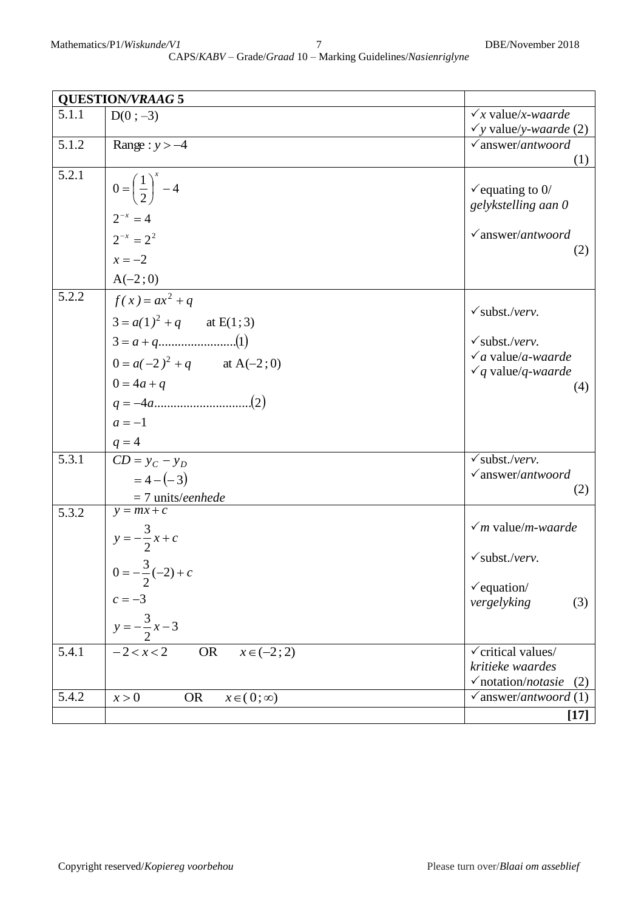| **QUESTION/*VRAAG* 5** | | |
|---|---|---|
| 5.1.1 | D(0 ; –3) | ✓*x* value/*x-waarde*<br>✓*y* value/*y-waarde* (2) |
| 5.1.2 | Range : $y > -4$ | ✓answer/*antwoord* (1) |
| 5.2.1 | $0 = \left(\frac{1}{2}\right)^x - 4$<br>$2^{-x} = 4$<br>$2^{-x} = 2^2$<br>$x = -2$<br>A(–2 ; 0) | ✓equating to 0/ *gelykstelling aan 0*<br>✓answer/*antwoord* (2) |
| 5.2.2 | $f(x) = ax^2 + q$<br>$3 = a(1)^2 + q$ at E(1 ; 3)<br>$3 = a + q$........................(1)<br>$0 = a(-2)^2 + q$ at A(–2 ; 0)<br>$0 = 4a + q$<br>$q = -4a$..............................(2)<br>$a = -1$<br>$q = 4$ | ✓subst./*verv.*<br>✓subst./*verv.*<br>✓*a* value/*a-waarde*<br>✓*q* value/*q-waarde* (4) |
| 5.3.1 | $CD = y_C - y_D$<br>$= 4 - (-3)$<br>= 7 units/*eenhede* | ✓subst./*verv.*<br>✓answer/*antwoord* (2) |
| 5.3.2 | $y = mx + c$<br>$y = -\frac{3}{2}x + c$<br>$0 = -\frac{3}{2}(-2) + c$<br>$c = -3$<br>$y = -\frac{3}{2}x - 3$ | ✓*m* value/*m-waarde*<br>✓subst./*verv.*<br>✓equation/ *vergelyking* (3) |
| 5.4.1 | $-2 < x < 2$ OR $x \in (-2 ; 2)$ | ✓critical values/ *kritieke waardes*<br>✓notation/*notasie* (2) |
| 5.4.2 | $x > 0$ OR $x \in (0 ; \infty)$ | ✓answer/*antwoord* (1) |
| | | **[17]** |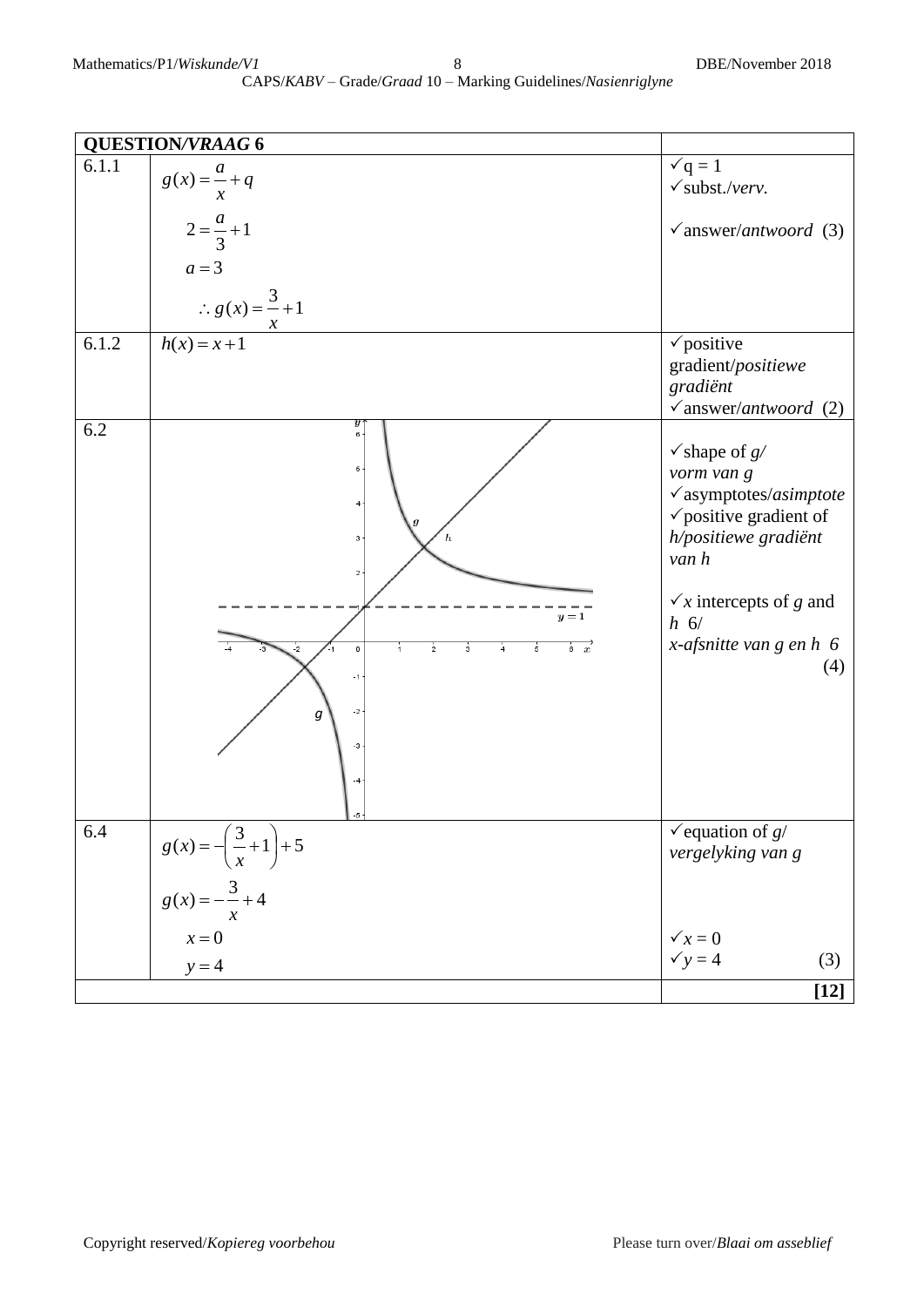| QUESTION/*VRAAG* 6 | | |
|---|---|---|
| 6.1.1 | $g(x)=\frac{a}{x}+q$<br>$2=\frac{a}{3}+1$<br>$a=3$<br>$\therefore g(x)=\frac{3}{x}+1$ | ✓q = 1<br>✓subst./*verv.*<br>✓answer/*antwoord* (3) |
| 6.1.2 | $h(x)=x+1$ | ✓positive gradient/*positiewe gradiënt*<br>✓answer/*antwoord* (2) |
| 6.2 | | ✓shape of *g*/ *vorm van g*<br>✓asymptotes/*asimptote*<br>✓positive gradient of *h*/*positiewe gradiënt van h*<br>✓*x* intercepts of *g* and *h* 6/ *x-afsnitte van g en h* 6 (4) |
| 6.4 | $g(x)=-\left(\frac{3}{x}+1\right)+5$<br>$g(x)=-\frac{3}{x}+4$<br>$x=0$<br>$y=4$ | ✓equation of *g*/ *vergelyking van g*<br>✓$x = 0$<br>✓$y = 4$ (3) |
| | | **[12]** |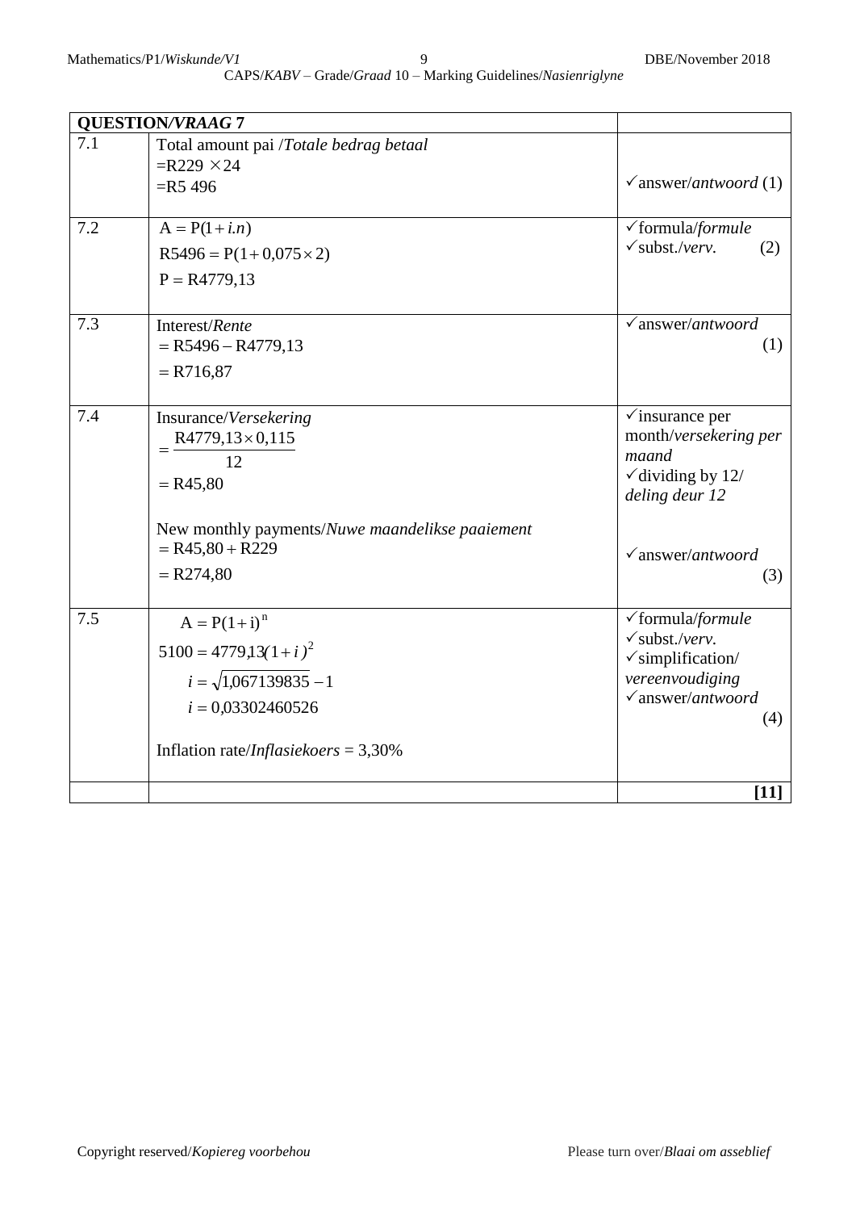| QUESTION/*VRAAG* 7 | | |
|---|---|---|
| 7.1 | Total amount pai /*Totale bedrag betaal*<br>$=R229 \times 24$<br>$=R5\ 496$ | ✓answer/*antwoord* (1) |
| 7.2 | $A = P(1+i.n)$<br>$R5496 = P(1+0{,}075 \times 2)$<br>$P = R4779{,}13$ | ✓formula/*formule*<br>✓subst./*verv.* (2) |
| 7.3 | Interest/*Rente*<br>$= R5496 - R4779{,}13$<br>$= R716{,}87$ | ✓answer/*antwoord* (1) |
| 7.4 | Insurance/*Versekering*<br>$= \dfrac{R4779{,}13 \times 0{,}115}{12}$<br>$= R45{,}80$<br><br>New monthly payments/*Nuwe maandelikse paaiement*<br>$= R45{,}80 + R229$<br>$= R274{,}80$ | ✓insurance per month/*versekering per maand*<br>✓dividing by 12/ *deling deur 12*<br><br>✓answer/*antwoord* (3) |
| 7.5 | $A = P(1+i)^n$<br>$5100 = 4779{,}13(1+i)^2$<br>$i = \sqrt{1{,}067139835} - 1$<br>$i = 0{,}03302460526$<br><br>Inflation rate/*Inflasiekoers* = 3,30% | ✓formula/*formule*<br>✓subst./*verv.*<br>✓simplification/ *vereenvoudiging*<br>✓answer/*antwoord* (4) |
| | | **[11]** |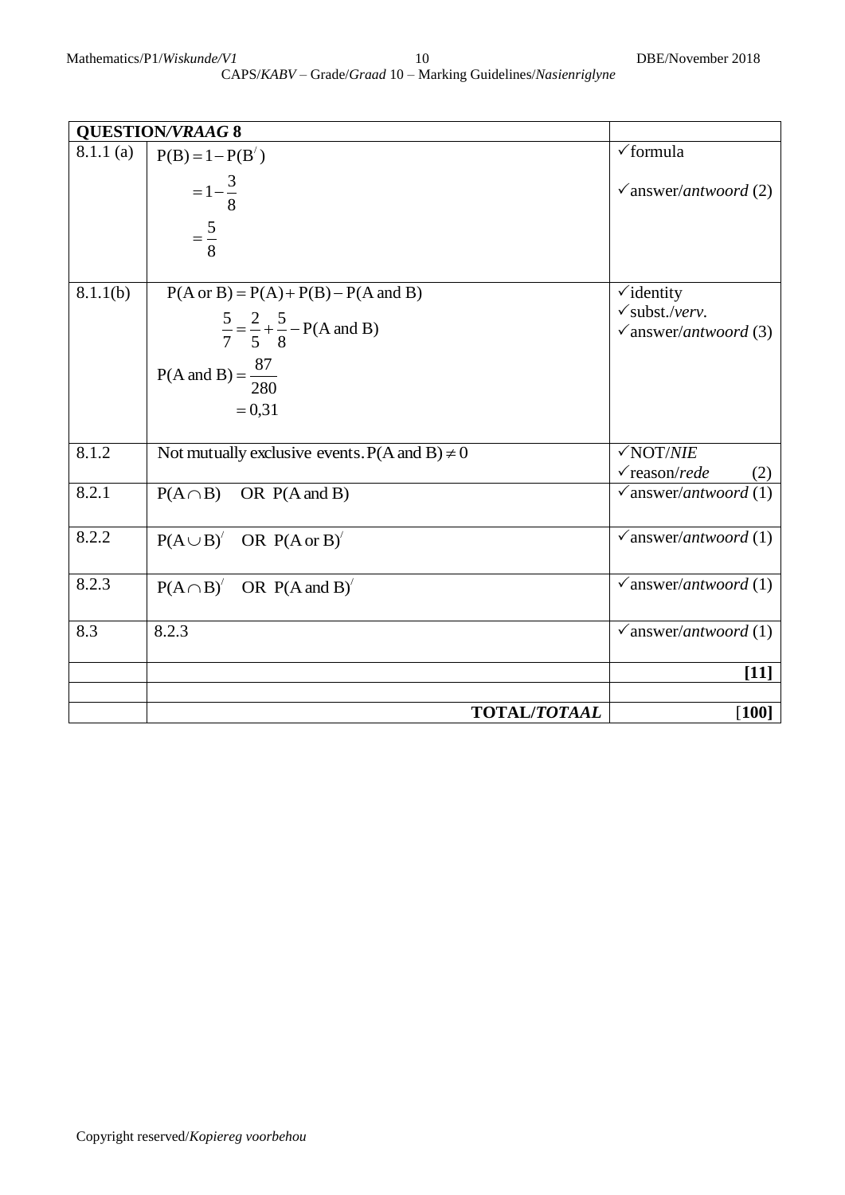| **QUESTION/*VRAAG* 8** | | |
|---|---|---|
| 8.1.1 (a) | $\text{P(B)} = 1 - \text{P(B}')$ <br> $= 1 - \frac{3}{8}$ <br> $= \frac{5}{8}$ | ✓formula <br> ✓answer/*antwoord* (2) |
| 8.1.1(b) | $\text{P(A or B)} = \text{P(A)} + \text{P(B)} - \text{P(A and B)}$ <br> $\frac{5}{7} = \frac{2}{5} + \frac{5}{8} - \text{P(A and B)}$ <br> $\text{P(A and B)} = \frac{87}{280}$ <br> $= 0{,}31$ | ✓identity <br> ✓subst./*verv.* <br> ✓answer/*antwoord* (3) |
| 8.1.2 | Not mutually exclusive events. $\text{P(A and B)} \neq 0$ | ✓NOT/*NIE* <br> ✓reason/*rede* (2) |
| 8.2.1 | $\text{P(A} \cap \text{B)}$ OR $\text{P(A and B)}$ | ✓answer/*antwoord* (1) |
| 8.2.2 | $\text{P(A} \cup \text{B)}'$ OR $\text{P(A or B)}'$ | ✓answer/*antwoord* (1) |
| 8.2.3 | $\text{P(A} \cap \text{B)}'$ OR $\text{P(A and B)}'$ | ✓answer/*antwoord* (1) |
| 8.3 | 8.2.3 | ✓answer/*antwoord* (1) |
| | | **[11]** |
| | | |
| | **TOTAL/*TOTAAL*** | **[100]** |